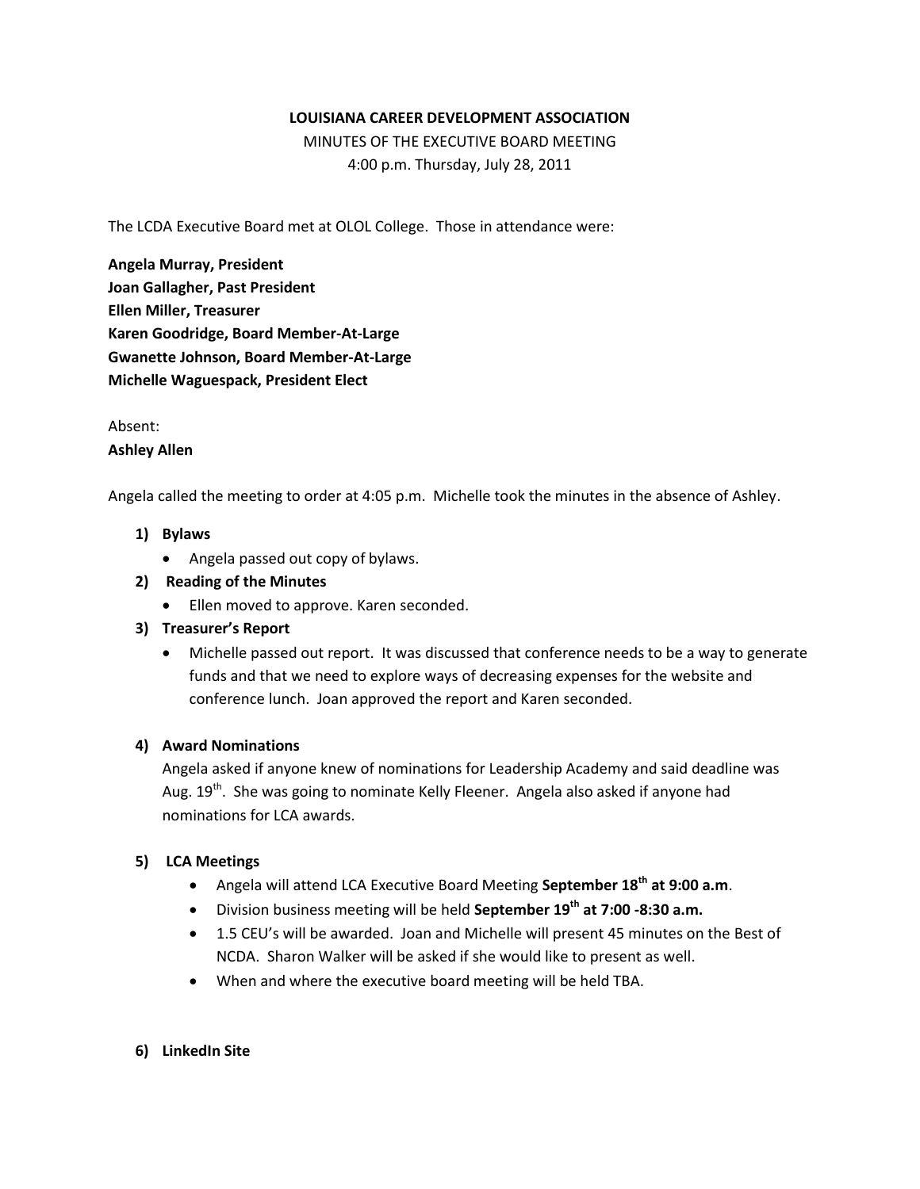**LOUISIANA CAREER DEVELOPMENT ASSOCIATION**

MINUTES OF THE EXECUTIVE BOARD MEETING

4:00 p.m. Thursday, July 28, 2011

The LCDA Executive Board met at OLOL College. Those in attendance were:

**Angela Murray, President**
**Joan Gallagher, Past President**
**Ellen Miller, Treasurer**
**Karen Goodridge, Board Member-At-Large**
**Gwanette Johnson, Board Member-At-Large**
**Michelle Waguespack, President Elect**

Absent:
**Ashley Allen**

Angela called the meeting to order at 4:05 p.m. Michelle took the minutes in the absence of Ashley.

1) **Bylaws**
   - Angela passed out copy of bylaws.
2) **Reading of the Minutes**
   - Ellen moved to approve. Karen seconded.
3) **Treasurer's Report**
   - Michelle passed out report. It was discussed that conference needs to be a way to generate funds and that we need to explore ways of decreasing expenses for the website and conference lunch. Joan approved the report and Karen seconded.

4) **Award Nominations**

   Angela asked if anyone knew of nominations for Leadership Academy and said deadline was Aug. 19th. She was going to nominate Kelly Fleener. Angela also asked if anyone had nominations for LCA awards.

5) **LCA Meetings**
   - Angela will attend LCA Executive Board Meeting **September 18th at 9:00 a.m**.
   - Division business meeting will be held **September 19th at 7:00 -8:30 a.m.**
   - 1.5 CEU's will be awarded. Joan and Michelle will present 45 minutes on the Best of NCDA. Sharon Walker will be asked if she would like to present as well.
   - When and where the executive board meeting will be held TBA.

6) **LinkedIn Site**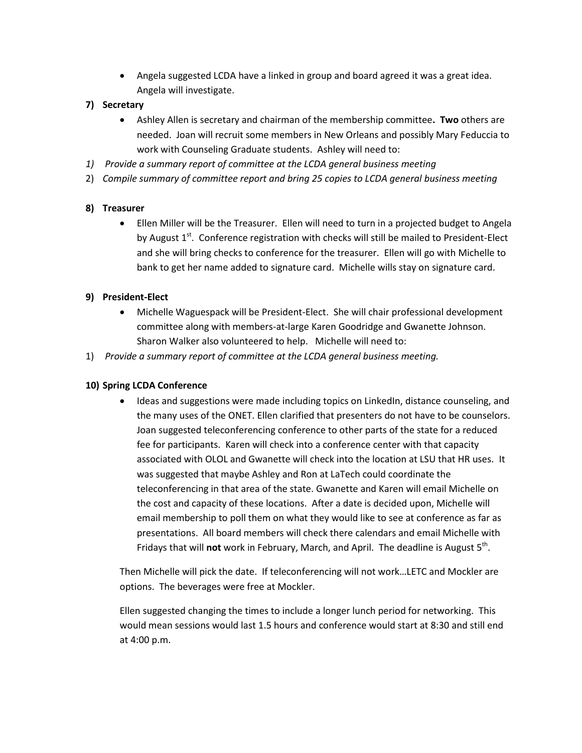- Angela suggested LCDA have a linked in group and board agreed it was a great idea. Angela will investigate.

**7) Secretary**

- Ashley Allen is secretary and chairman of the membership committee**. Two** others are needed. Joan will recruit some members in New Orleans and possibly Mary Feduccia to work with Counseling Graduate students. Ashley will need to:

*1) Provide a summary report of committee at the LCDA general business meeting*

2) *Compile summary of committee report and bring 25 copies to LCDA general business meeting*

**8) Treasurer**

- Ellen Miller will be the Treasurer. Ellen will need to turn in a projected budget to Angela by August 1st. Conference registration with checks will still be mailed to President-Elect and she will bring checks to conference for the treasurer. Ellen will go with Michelle to bank to get her name added to signature card. Michelle wills stay on signature card.

**9) President-Elect**

- Michelle Waguespack will be President-Elect. She will chair professional development committee along with members-at-large Karen Goodridge and Gwanette Johnson. Sharon Walker also volunteered to help. Michelle will need to:

1) *Provide a summary report of committee at the LCDA general business meeting.*

**10) Spring LCDA Conference**

- Ideas and suggestions were made including topics on LinkedIn, distance counseling, and the many uses of the ONET. Ellen clarified that presenters do not have to be counselors. Joan suggested teleconferencing conference to other parts of the state for a reduced fee for participants. Karen will check into a conference center with that capacity associated with OLOL and Gwanette will check into the location at LSU that HR uses. It was suggested that maybe Ashley and Ron at LaTech could coordinate the teleconferencing in that area of the state. Gwanette and Karen will email Michelle on the cost and capacity of these locations. After a date is decided upon, Michelle will email membership to poll them on what they would like to see at conference as far as presentations. All board members will check there calendars and email Michelle with Fridays that will **not** work in February, March, and April. The deadline is August 5th.

Then Michelle will pick the date. If teleconferencing will not work…LETC and Mockler are options. The beverages were free at Mockler.

Ellen suggested changing the times to include a longer lunch period for networking. This would mean sessions would last 1.5 hours and conference would start at 8:30 and still end at 4:00 p.m.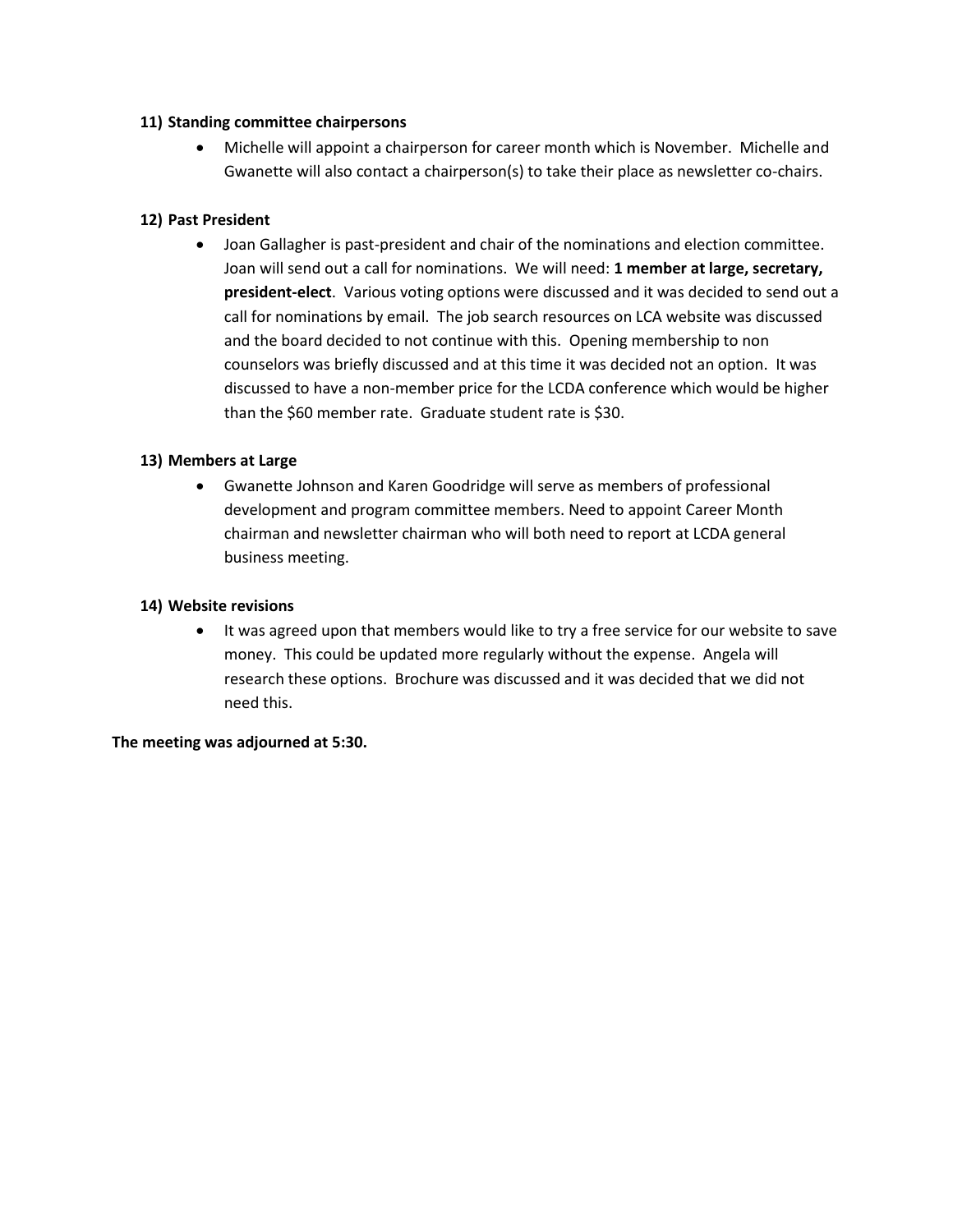**11) Standing committee chairpersons**

- Michelle will appoint a chairperson for career month which is November. Michelle and Gwanette will also contact a chairperson(s) to take their place as newsletter co-chairs.

**12) Past President**

- Joan Gallagher is past-president and chair of the nominations and election committee. Joan will send out a call for nominations. We will need: **1 member at large, secretary, president-elect**. Various voting options were discussed and it was decided to send out a call for nominations by email. The job search resources on LCA website was discussed and the board decided to not continue with this. Opening membership to non counselors was briefly discussed and at this time it was decided not an option. It was discussed to have a non-member price for the LCDA conference which would be higher than the $60 member rate. Graduate student rate is $30.

**13) Members at Large**

- Gwanette Johnson and Karen Goodridge will serve as members of professional development and program committee members. Need to appoint Career Month chairman and newsletter chairman who will both need to report at LCDA general business meeting.

**14) Website revisions**

- It was agreed upon that members would like to try a free service for our website to save money. This could be updated more regularly without the expense. Angela will research these options. Brochure was discussed and it was decided that we did not need this.

**The meeting was adjourned at 5:30.**